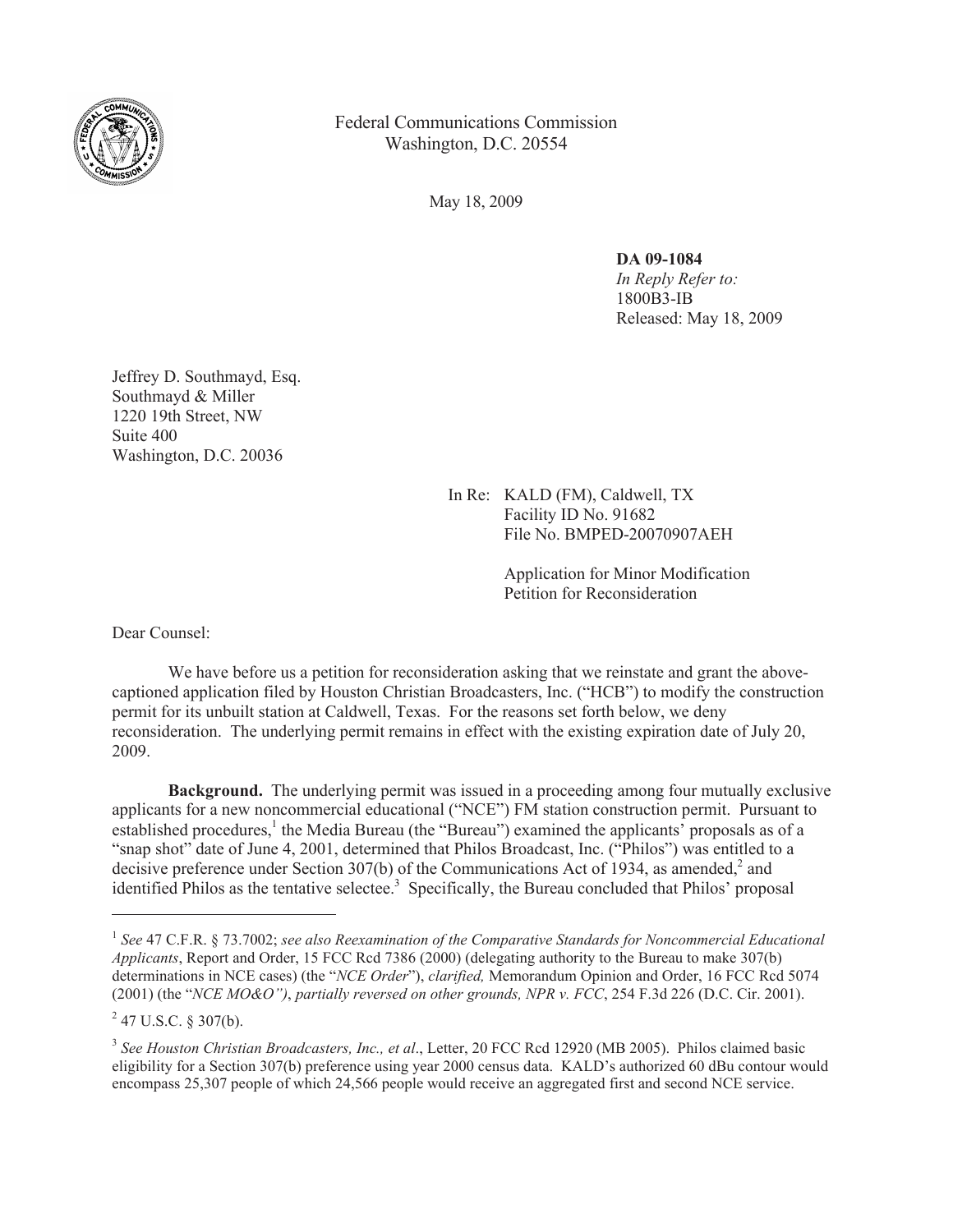Federal Communications Commission
Washington, D.C. 20554

May 18, 2009

**DA 09-1084**
*In Reply Refer to:*
1800B3-IB
Released: May 18, 2009

Jeffrey D. Southmayd, Esq.
Southmayd & Miller
1220 19th Street, NW
Suite 400
Washington, D.C. 20036

In Re: KALD (FM), Caldwell, TX
Facility ID No. 91682
File No. BMPED-20070907AEH

Application for Minor Modification
Petition for Reconsideration

Dear Counsel:

We have before us a petition for reconsideration asking that we reinstate and grant the above-captioned application filed by Houston Christian Broadcasters, Inc. ("HCB") to modify the construction permit for its unbuilt station at Caldwell, Texas. For the reasons set forth below, we deny reconsideration. The underlying permit remains in effect with the existing expiration date of July 20, 2009.

**Background.** The underlying permit was issued in a proceeding among four mutually exclusive applicants for a new noncommercial educational ("NCE") FM station construction permit. Pursuant to established procedures,[1] the Media Bureau (the "Bureau") examined the applicants' proposals as of a "snap shot" date of June 4, 2001, determined that Philos Broadcast, Inc. ("Philos") was entitled to a decisive preference under Section 307(b) of the Communications Act of 1934, as amended,[2] and identified Philos as the tentative selectee.[3] Specifically, the Bureau concluded that Philos' proposal

---

[1] *See* 47 C.F.R. § 73.7002; *see also Reexamination of the Comparative Standards for Noncommercial Educational Applicants*, Report and Order, 15 FCC Rcd 7386 (2000) (delegating authority to the Bureau to make 307(b) determinations in NCE cases) (the "*NCE Order*"), *clarified,* Memorandum Opinion and Order, 16 FCC Rcd 5074 (2001) (the "*NCE MO&O")*, *partially reversed on other grounds, NPR v. FCC*, 254 F.3d 226 (D.C. Cir. 2001).

[2] 47 U.S.C. § 307(b).

[3] *See Houston Christian Broadcasters, Inc., et al*., Letter, 20 FCC Rcd 12920 (MB 2005). Philos claimed basic eligibility for a Section 307(b) preference using year 2000 census data. KALD's authorized 60 dBu contour would encompass 25,307 people of which 24,566 people would receive an aggregated first and second NCE service.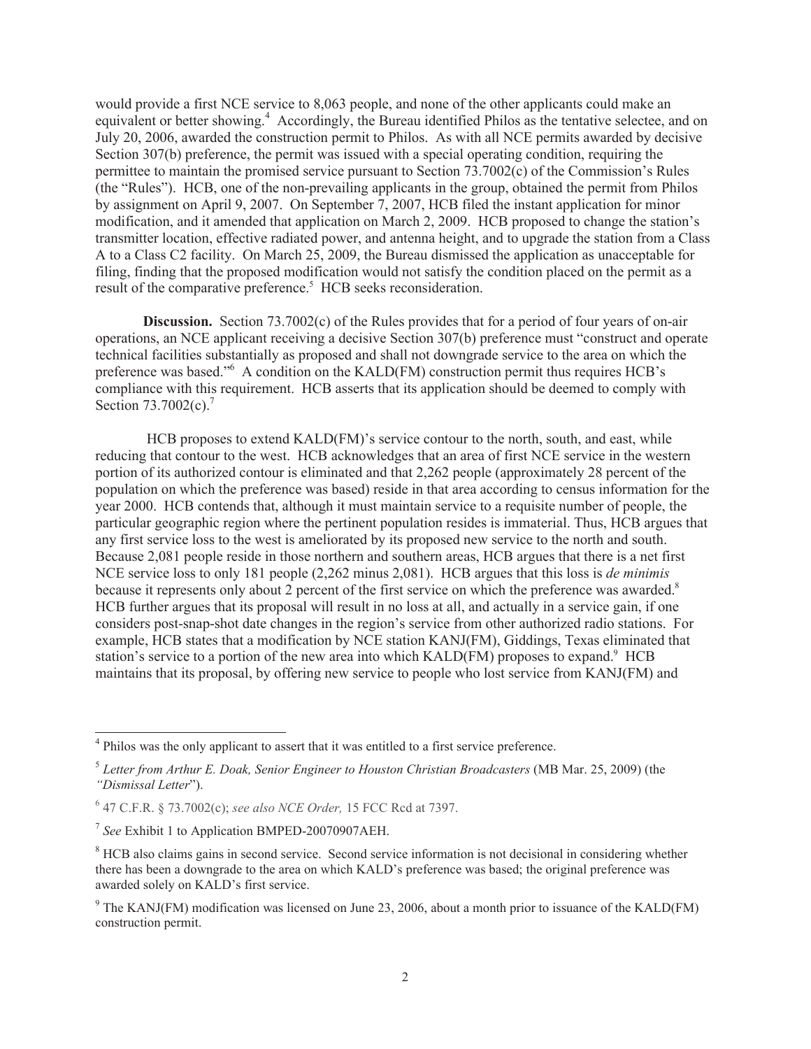would provide a first NCE service to 8,063 people, and none of the other applicants could make an equivalent or better showing.[4] Accordingly, the Bureau identified Philos as the tentative selectee, and on July 20, 2006, awarded the construction permit to Philos. As with all NCE permits awarded by decisive Section 307(b) preference, the permit was issued with a special operating condition, requiring the permittee to maintain the promised service pursuant to Section 73.7002(c) of the Commission's Rules (the "Rules"). HCB, one of the non-prevailing applicants in the group, obtained the permit from Philos by assignment on April 9, 2007. On September 7, 2007, HCB filed the instant application for minor modification, and it amended that application on March 2, 2009. HCB proposed to change the station's transmitter location, effective radiated power, and antenna height, and to upgrade the station from a Class A to a Class C2 facility. On March 25, 2009, the Bureau dismissed the application as unacceptable for filing, finding that the proposed modification would not satisfy the condition placed on the permit as a result of the comparative preference.[5] HCB seeks reconsideration.

**Discussion.** Section 73.7002(c) of the Rules provides that for a period of four years of on-air operations, an NCE applicant receiving a decisive Section 307(b) preference must "construct and operate technical facilities substantially as proposed and shall not downgrade service to the area on which the preference was based."[6] A condition on the KALD(FM) construction permit thus requires HCB's compliance with this requirement. HCB asserts that its application should be deemed to comply with Section 73.7002(c).[7]

HCB proposes to extend KALD(FM)'s service contour to the north, south, and east, while reducing that contour to the west. HCB acknowledges that an area of first NCE service in the western portion of its authorized contour is eliminated and that 2,262 people (approximately 28 percent of the population on which the preference was based) reside in that area according to census information for the year 2000. HCB contends that, although it must maintain service to a requisite number of people, the particular geographic region where the pertinent population resides is immaterial. Thus, HCB argues that any first service loss to the west is ameliorated by its proposed new service to the north and south. Because 2,081 people reside in those northern and southern areas, HCB argues that there is a net first NCE service loss to only 181 people (2,262 minus 2,081). HCB argues that this loss is *de minimis* because it represents only about 2 percent of the first service on which the preference was awarded.[8] HCB further argues that its proposal will result in no loss at all, and actually in a service gain, if one considers post-snap-shot date changes in the region's service from other authorized radio stations. For example, HCB states that a modification by NCE station KANJ(FM), Giddings, Texas eliminated that station's service to a portion of the new area into which KALD(FM) proposes to expand.[9] HCB maintains that its proposal, by offering new service to people who lost service from KANJ(FM) and

---

[4] Philos was the only applicant to assert that it was entitled to a first service preference.

[5] *Letter from Arthur E. Doak, Senior Engineer to Houston Christian Broadcasters* (MB Mar. 25, 2009) (the *"Dismissal Letter"*).

[6] 47 C.F.R. § 73.7002(c); *see also NCE Order,* 15 FCC Rcd at 7397.

[7] *See* Exhibit 1 to Application BMPED-20070907AEH.

[8] HCB also claims gains in second service. Second service information is not decisional in considering whether there has been a downgrade to the area on which KALD's preference was based; the original preference was awarded solely on KALD's first service.

[9] The KANJ(FM) modification was licensed on June 23, 2006, about a month prior to issuance of the KALD(FM) construction permit.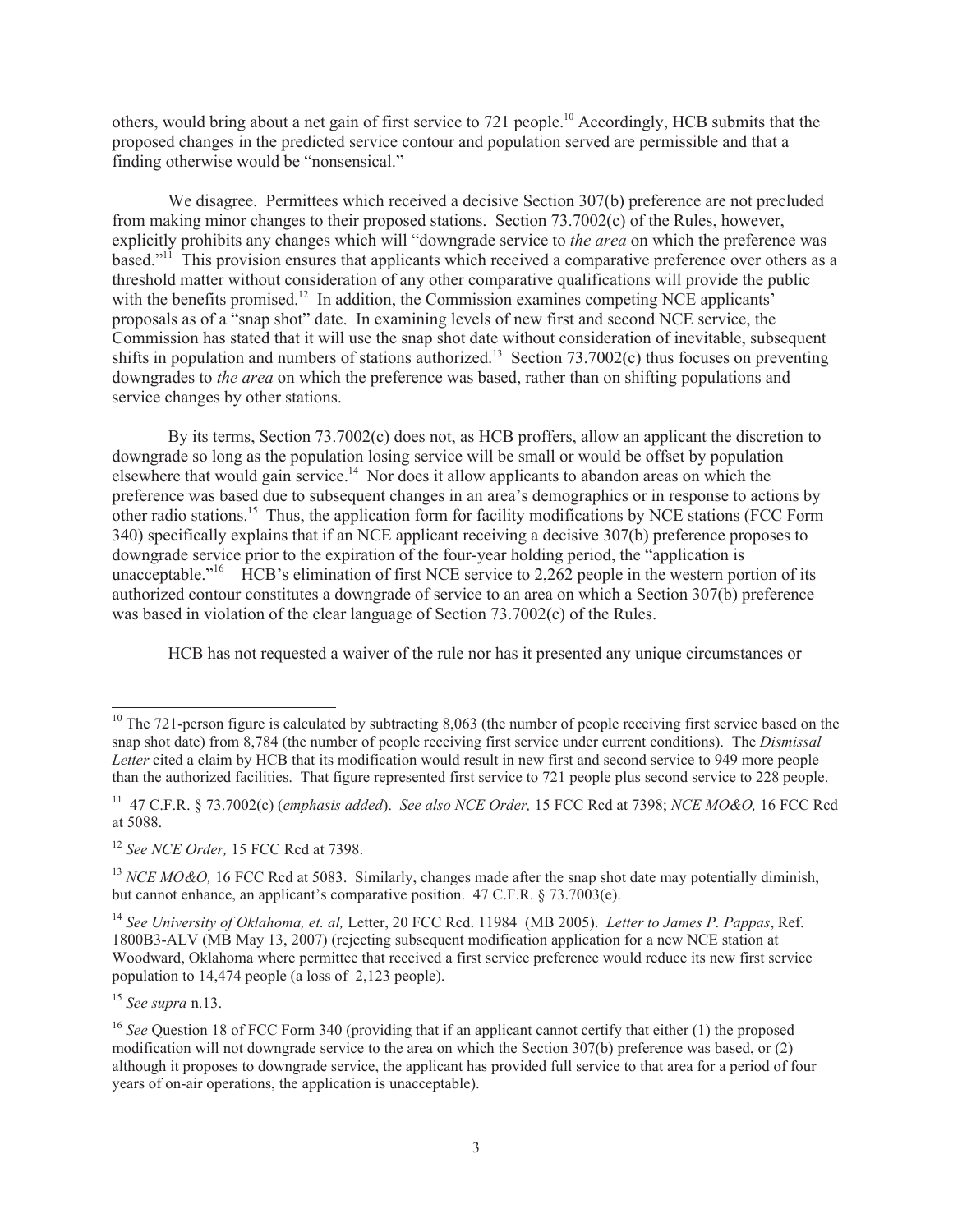others, would bring about a net gain of first service to 721 people.[10] Accordingly, HCB submits that the proposed changes in the predicted service contour and population served are permissible and that a finding otherwise would be "nonsensical."

We disagree. Permittees which received a decisive Section 307(b) preference are not precluded from making minor changes to their proposed stations. Section 73.7002(c) of the Rules, however, explicitly prohibits any changes which will "downgrade service to *the area* on which the preference was based."[11] This provision ensures that applicants which received a comparative preference over others as a threshold matter without consideration of any other comparative qualifications will provide the public with the benefits promised.[12] In addition, the Commission examines competing NCE applicants' proposals as of a "snap shot" date. In examining levels of new first and second NCE service, the Commission has stated that it will use the snap shot date without consideration of inevitable, subsequent shifts in population and numbers of stations authorized.[13] Section 73.7002(c) thus focuses on preventing downgrades to *the area* on which the preference was based, rather than on shifting populations and service changes by other stations.

By its terms, Section 73.7002(c) does not, as HCB proffers, allow an applicant the discretion to downgrade so long as the population losing service will be small or would be offset by population elsewhere that would gain service.[14] Nor does it allow applicants to abandon areas on which the preference was based due to subsequent changes in an area's demographics or in response to actions by other radio stations.[15] Thus, the application form for facility modifications by NCE stations (FCC Form 340) specifically explains that if an NCE applicant receiving a decisive 307(b) preference proposes to downgrade service prior to the expiration of the four-year holding period, the "application is unacceptable."[16] HCB's elimination of first NCE service to 2,262 people in the western portion of its authorized contour constitutes a downgrade of service to an area on which a Section 307(b) preference was based in violation of the clear language of Section 73.7002(c) of the Rules.

HCB has not requested a waiver of the rule nor has it presented any unique circumstances or

---

[10] The 721-person figure is calculated by subtracting 8,063 (the number of people receiving first service based on the snap shot date) from 8,784 (the number of people receiving first service under current conditions). The *Dismissal Letter* cited a claim by HCB that its modification would result in new first and second service to 949 more people than the authorized facilities. That figure represented first service to 721 people plus second service to 228 people.

[11] 47 C.F.R. § 73.7002(c) (*emphasis added*). *See also NCE Order,* 15 FCC Rcd at 7398; *NCE MO&O,* 16 FCC Rcd at 5088.

[12] *See NCE Order,* 15 FCC Rcd at 7398.

[13] *NCE MO&O,* 16 FCC Rcd at 5083. Similarly, changes made after the snap shot date may potentially diminish, but cannot enhance, an applicant's comparative position. 47 C.F.R. § 73.7003(e).

[14] *See University of Oklahoma, et. al,* Letter, 20 FCC Rcd. 11984 (MB 2005). *Letter to James P. Pappas*, Ref. 1800B3-ALV (MB May 13, 2007) (rejecting subsequent modification application for a new NCE station at Woodward, Oklahoma where permittee that received a first service preference would reduce its new first service population to 14,474 people (a loss of 2,123 people).

[15] *See supra* n.13.

[16] *See* Question 18 of FCC Form 340 (providing that if an applicant cannot certify that either (1) the proposed modification will not downgrade service to the area on which the Section 307(b) preference was based, or (2) although it proposes to downgrade service, the applicant has provided full service to that area for a period of four years of on-air operations, the application is unacceptable).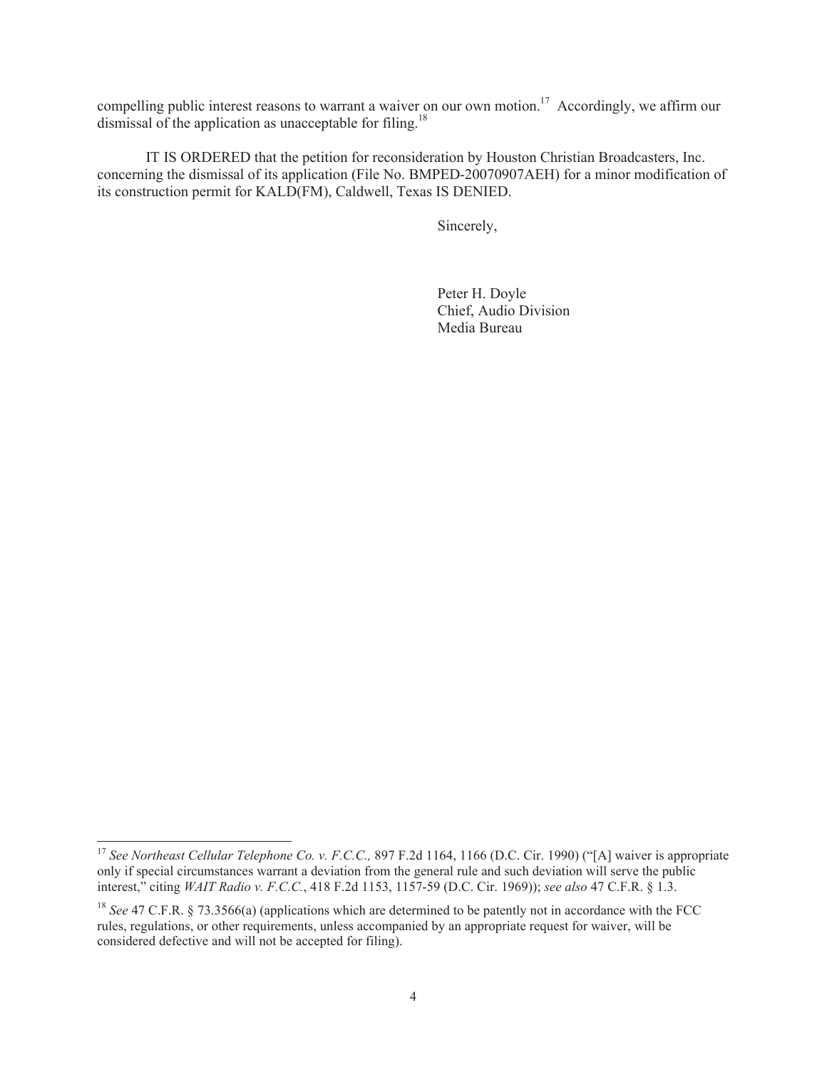compelling public interest reasons to warrant a waiver on our own motion.[17] Accordingly, we affirm our dismissal of the application as unacceptable for filing.[18]

IT IS ORDERED that the petition for reconsideration by Houston Christian Broadcasters, Inc. concerning the dismissal of its application (File No. BMPED-20070907AEH) for a minor modification of its construction permit for KALD(FM), Caldwell, Texas IS DENIED.

Sincerely,

Peter H. Doyle
Chief, Audio Division
Media Bureau

---

[17] *See Northeast Cellular Telephone Co. v. F.C.C.,* 897 F.2d 1164, 1166 (D.C. Cir. 1990) ("[A] waiver is appropriate only if special circumstances warrant a deviation from the general rule and such deviation will serve the public interest," citing *WAIT Radio v. F.C.C.*, 418 F.2d 1153, 1157-59 (D.C. Cir. 1969)); *see also* 47 C.F.R. § 1.3.

[18] *See* 47 C.F.R. § 73.3566(a) (applications which are determined to be patently not in accordance with the FCC rules, regulations, or other requirements, unless accompanied by an appropriate request for waiver, will be considered defective and will not be accepted for filing).